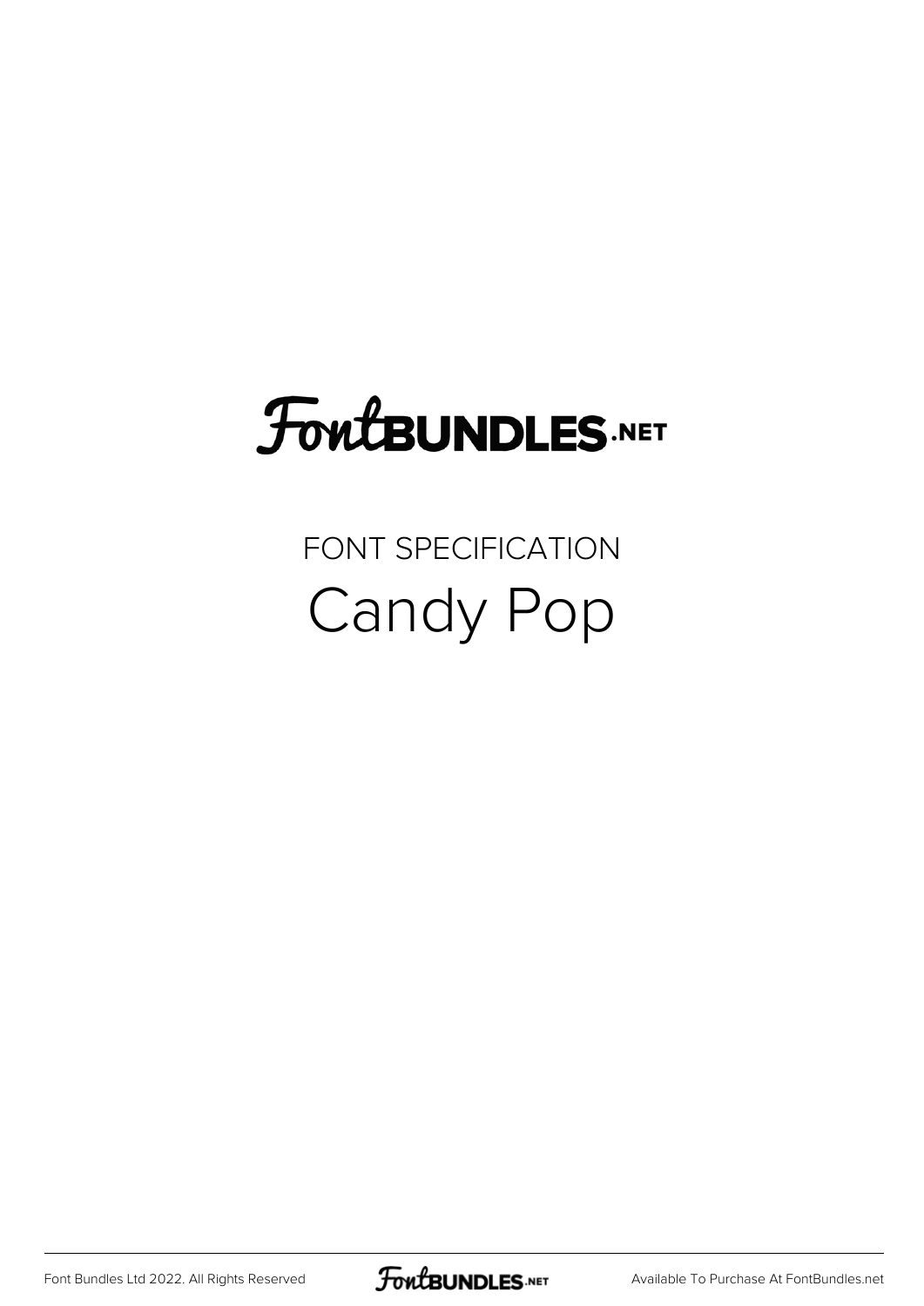FontBUNDLES.NET

FONT SPECIFICATION

# Candy Pop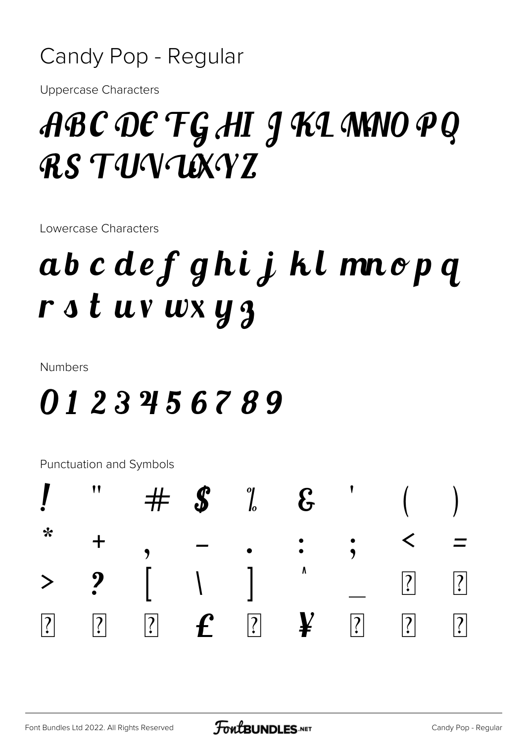# Candy Pop - Regular

Uppercase Characters

A B C D E F G H I J K L M N O P Q R S T U V W X Y Z

Lowercase Characters

a b c d e f g h i j k l m n o p q r s t u v w x y z

Numbers

0 1 2 3 4 5 6 7 8 9

Punctuation and Symbols

! " # $ % & ' ( ) * + , - . : ; < = > ? [ \ ] ^ _ ? ? ? ? ? £ ? ¥ ? ? ?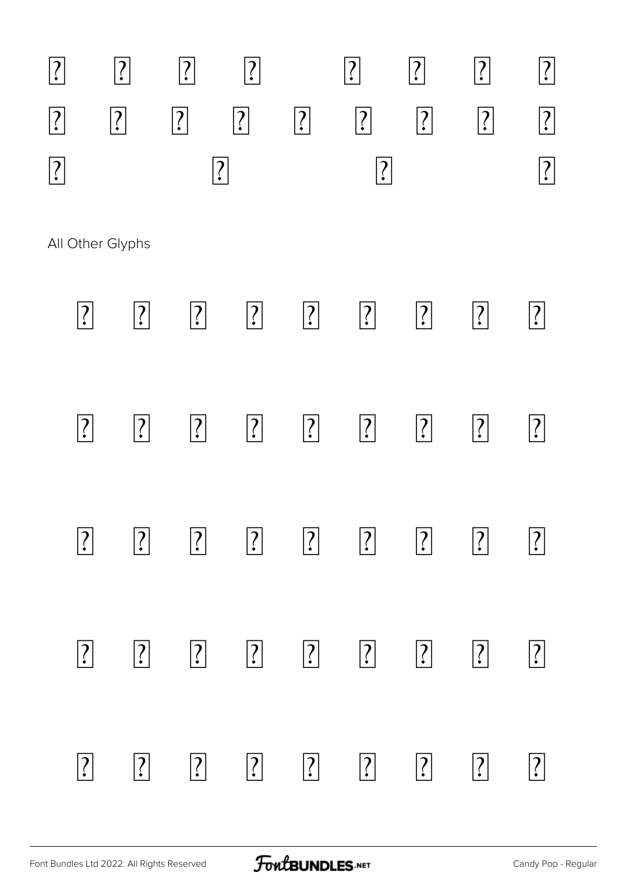All Other Glyphs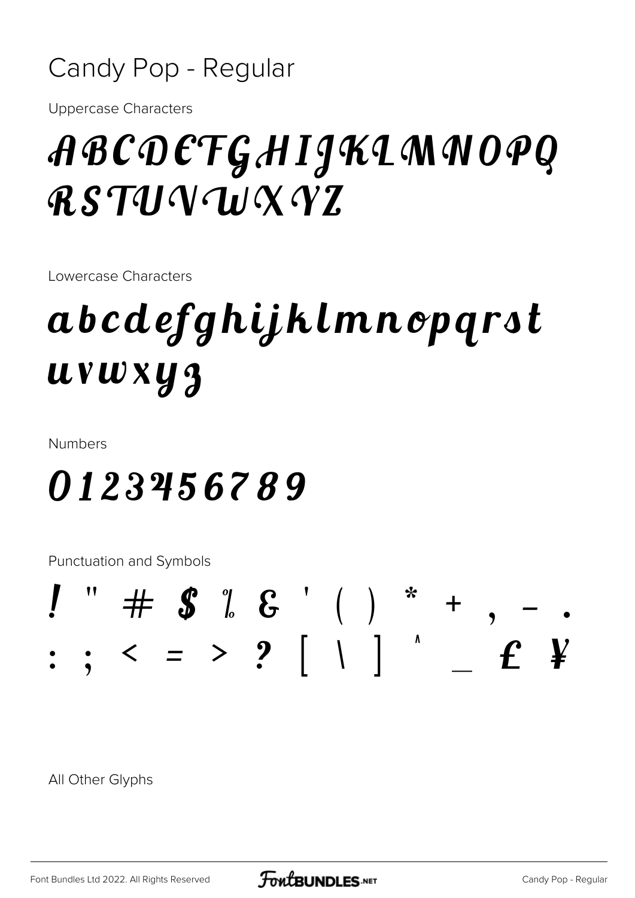# Candy Pop - Regular

Uppercase Characters

ABCDEFGHIJKLMNOPQ
RSTUVWXYZ

Lowercase Characters

abcdefghijklmnopqrst
uvwxyz

Numbers

0123456789

Punctuation and Symbols

! " # $ % & ' ( ) * + , - .
: ; < = > ? [ \ ] ^ _ £ ¥

All Other Glyphs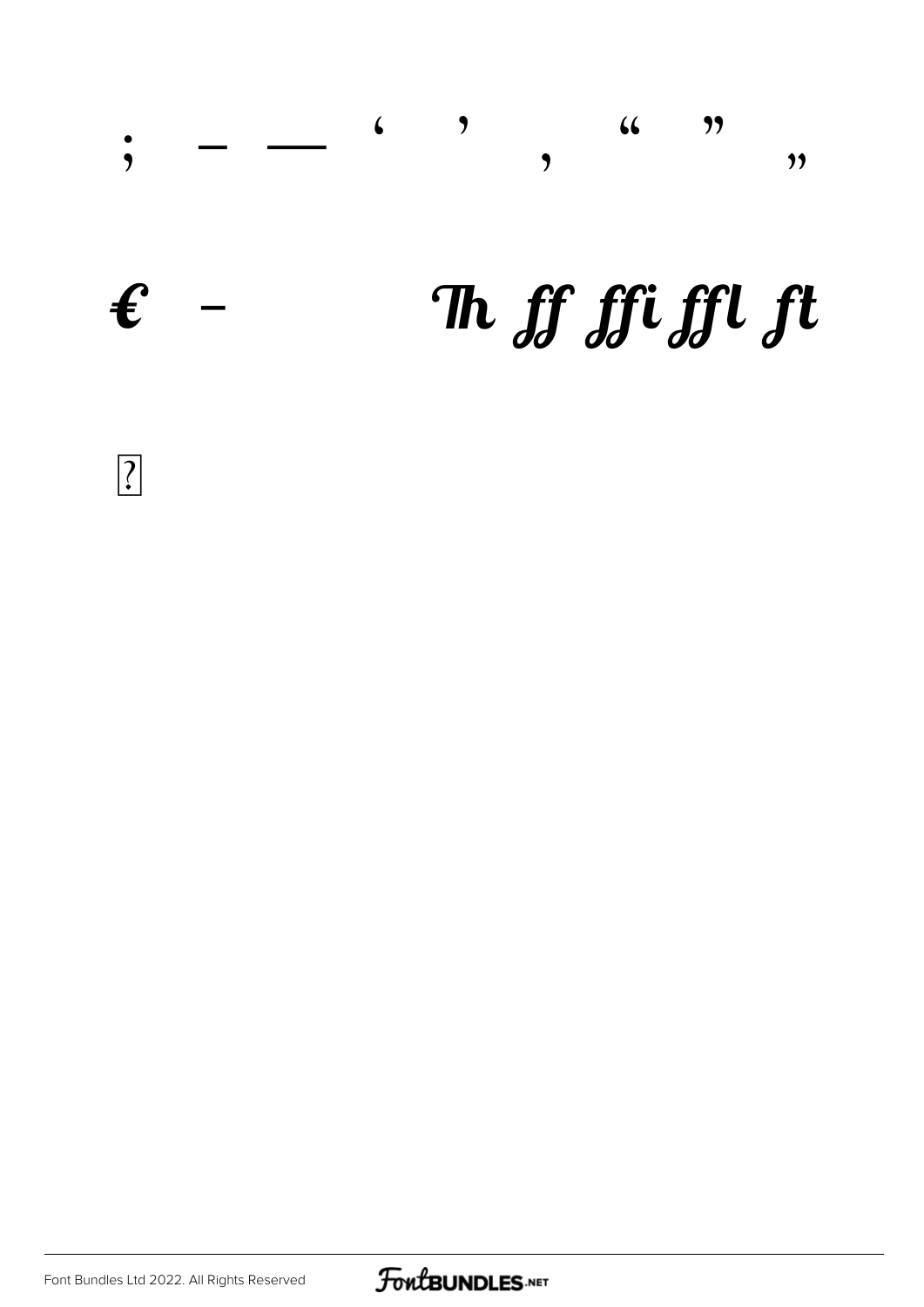; – — ‘ ’ ‚ “ ” „

€ - Th ff ffi ffl ft

?